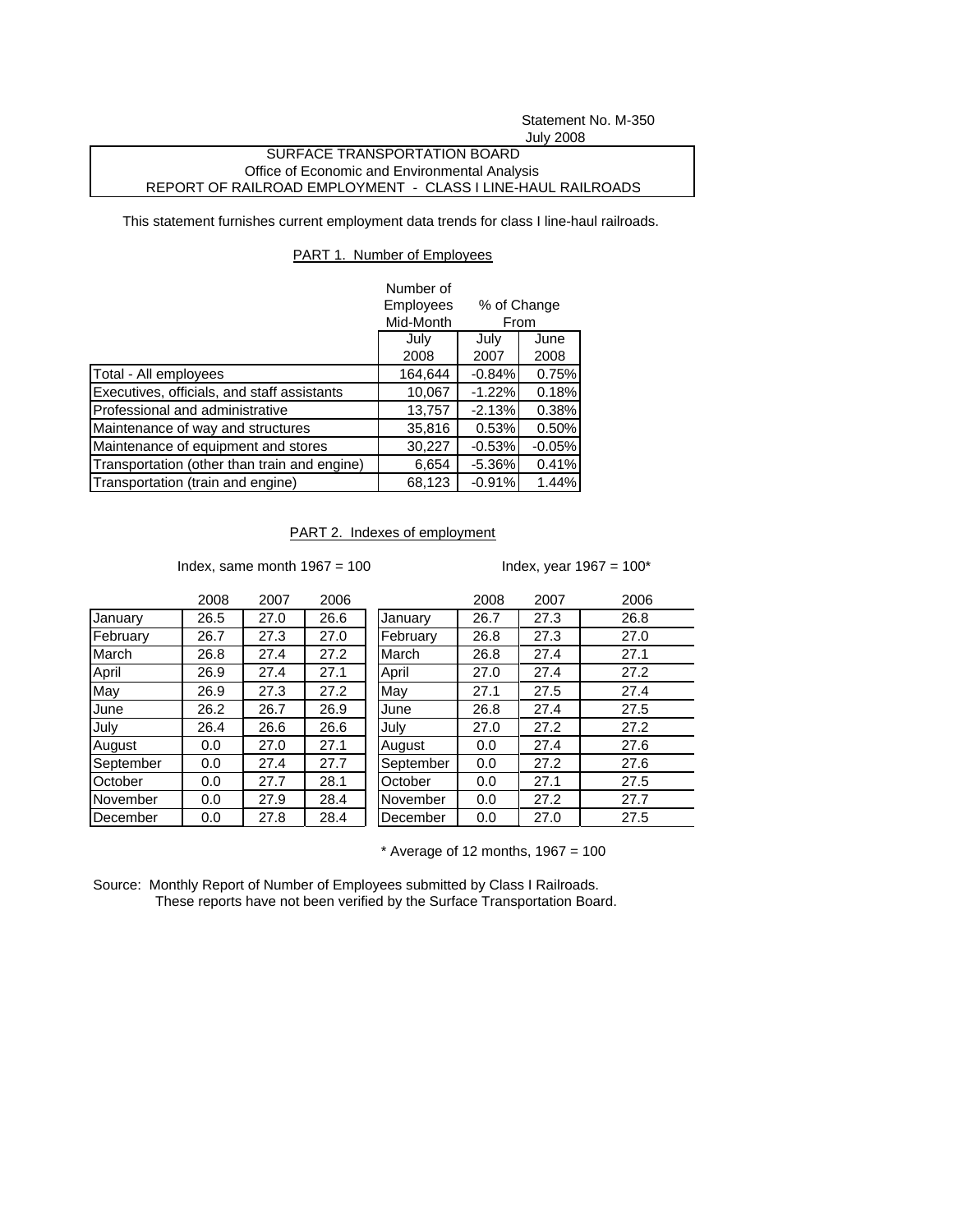Statement No. M-350

July 2008

SURFACE TRANSPORTATION BOARD

Office of Economic and Environmental Analysis

REPORT OF RAILROAD EMPLOYMENT - CLASS I LINE-HAUL RAILROADS

This statement furnishes current employment data trends for class I line-haul railroads.

## PART 1. Number of Employees

| | Number of Employees Mid-Month | % of Change From | |
|---|---|---|---|
| | July 2008 | July 2007 | June 2008 |
| Total - All employees | 164,644 | -0.84% | 0.75% |
| Executives, officials, and staff assistants | 10,067 | -1.22% | 0.18% |
| Professional and administrative | 13,757 | -2.13% | 0.38% |
| Maintenance of way and structures | 35,816 | 0.53% | 0.50% |
| Maintenance of equipment and stores | 30,227 | -0.53% | -0.05% |
| Transportation (other than train and engine) | 6,654 | -5.36% | 0.41% |
| Transportation (train and engine) | 68,123 | -0.91% | 1.44% |

## PART 2. Indexes of employment

Index, same month 1967 = 100

| | 2008 | 2007 | 2006 |
|---|---|---|---|
| January | 26.5 | 27.0 | 26.6 |
| February | 26.7 | 27.3 | 27.0 |
| March | 26.8 | 27.4 | 27.2 |
| April | 26.9 | 27.4 | 27.1 |
| May | 26.9 | 27.3 | 27.2 |
| June | 26.2 | 26.7 | 26.9 |
| July | 26.4 | 26.6 | 26.6 |
| August | 0.0 | 27.0 | 27.1 |
| September | 0.0 | 27.4 | 27.7 |
| October | 0.0 | 27.7 | 28.1 |
| November | 0.0 | 27.9 | 28.4 |
| December | 0.0 | 27.8 | 28.4 |

Index, year 1967 = 100*

| | 2008 | 2007 | 2006 |
|---|---|---|---|
| January | 26.7 | 27.3 | 26.8 |
| February | 26.8 | 27.3 | 27.0 |
| March | 26.8 | 27.4 | 27.1 |
| April | 27.0 | 27.4 | 27.2 |
| May | 27.1 | 27.5 | 27.4 |
| June | 26.8 | 27.4 | 27.5 |
| July | 27.0 | 27.2 | 27.2 |
| August | 0.0 | 27.4 | 27.6 |
| September | 0.0 | 27.2 | 27.6 |
| October | 0.0 | 27.1 | 27.5 |
| November | 0.0 | 27.2 | 27.7 |
| December | 0.0 | 27.0 | 27.5 |

\* Average of 12 months, 1967 = 100

Source: Monthly Report of Number of Employees submitted by Class I Railroads. These reports have not been verified by the Surface Transportation Board.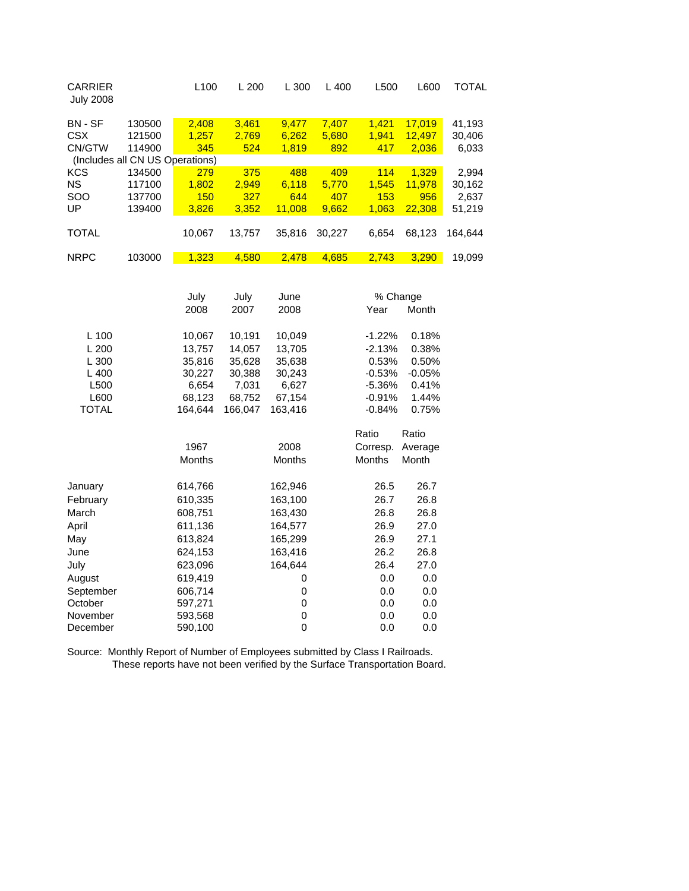| CARRIER July 2008 | | L100 | L 200 | L 300 | L 400 | L500 | L600 | TOTAL |
|---|---|---|---|---|---|---|---|---|
| BN - SF | 130500 | 2,408 | 3,461 | 9,477 | 7,407 | 1,421 | 17,019 | 41,193 |
| CSX | 121500 | 1,257 | 2,769 | 6,262 | 5,680 | 1,941 | 12,497 | 30,406 |
| CN/GTW | 114900 | 345 | 524 | 1,819 | 892 | 417 | 2,036 | 6,033 |
| (Includes all CN US Operations) | | | | | | | | |
| KCS | 134500 | 279 | 375 | 488 | 409 | 114 | 1,329 | 2,994 |
| NS | 117100 | 1,802 | 2,949 | 6,118 | 5,770 | 1,545 | 11,978 | 30,162 |
| SOO | 137700 | 150 | 327 | 644 | 407 | 153 | 956 | 2,637 |
| UP | 139400 | 3,826 | 3,352 | 11,008 | 9,662 | 1,063 | 22,308 | 51,219 |
| TOTAL | | 10,067 | 13,757 | 35,816 | 30,227 | 6,654 | 68,123 | 164,644 |
| NRPC | 103000 | 1,323 | 4,580 | 2,478 | 4,685 | 2,743 | 3,290 | 19,099 |

| | July 2008 | July 2007 | June 2008 | % Change Year | % Change Month |
|---|---|---|---|---|---|
| L 100 | 10,067 | 10,191 | 10,049 | -1.22% | 0.18% |
| L 200 | 13,757 | 14,057 | 13,705 | -2.13% | 0.38% |
| L 300 | 35,816 | 35,628 | 35,638 | 0.53% | 0.50% |
| L 400 | 30,227 | 30,388 | 30,243 | -0.53% | -0.05% |
| L500 | 6,654 | 7,031 | 6,627 | -5.36% | 0.41% |
| L600 | 68,123 | 68,752 | 67,154 | -0.91% | 1.44% |
| TOTAL | 164,644 | 166,047 | 163,416 | -0.84% | 0.75% |

| | 1967 Months | 2008 Months | Ratio Corresp. Months | Ratio Average Month |
|---|---|---|---|---|
| January | 614,766 | 162,946 | 26.5 | 26.7 |
| February | 610,335 | 163,100 | 26.7 | 26.8 |
| March | 608,751 | 163,430 | 26.8 | 26.8 |
| April | 611,136 | 164,577 | 26.9 | 27.0 |
| May | 613,824 | 165,299 | 26.9 | 27.1 |
| June | 624,153 | 163,416 | 26.2 | 26.8 |
| July | 623,096 | 164,644 | 26.4 | 27.0 |
| August | 619,419 | 0 | 0.0 | 0.0 |
| September | 606,714 | 0 | 0.0 | 0.0 |
| October | 597,271 | 0 | 0.0 | 0.0 |
| November | 593,568 | 0 | 0.0 | 0.0 |
| December | 590,100 | 0 | 0.0 | 0.0 |

Source: Monthly Report of Number of Employees submitted by Class I Railroads.
These reports have not been verified by the Surface Transportation Board.